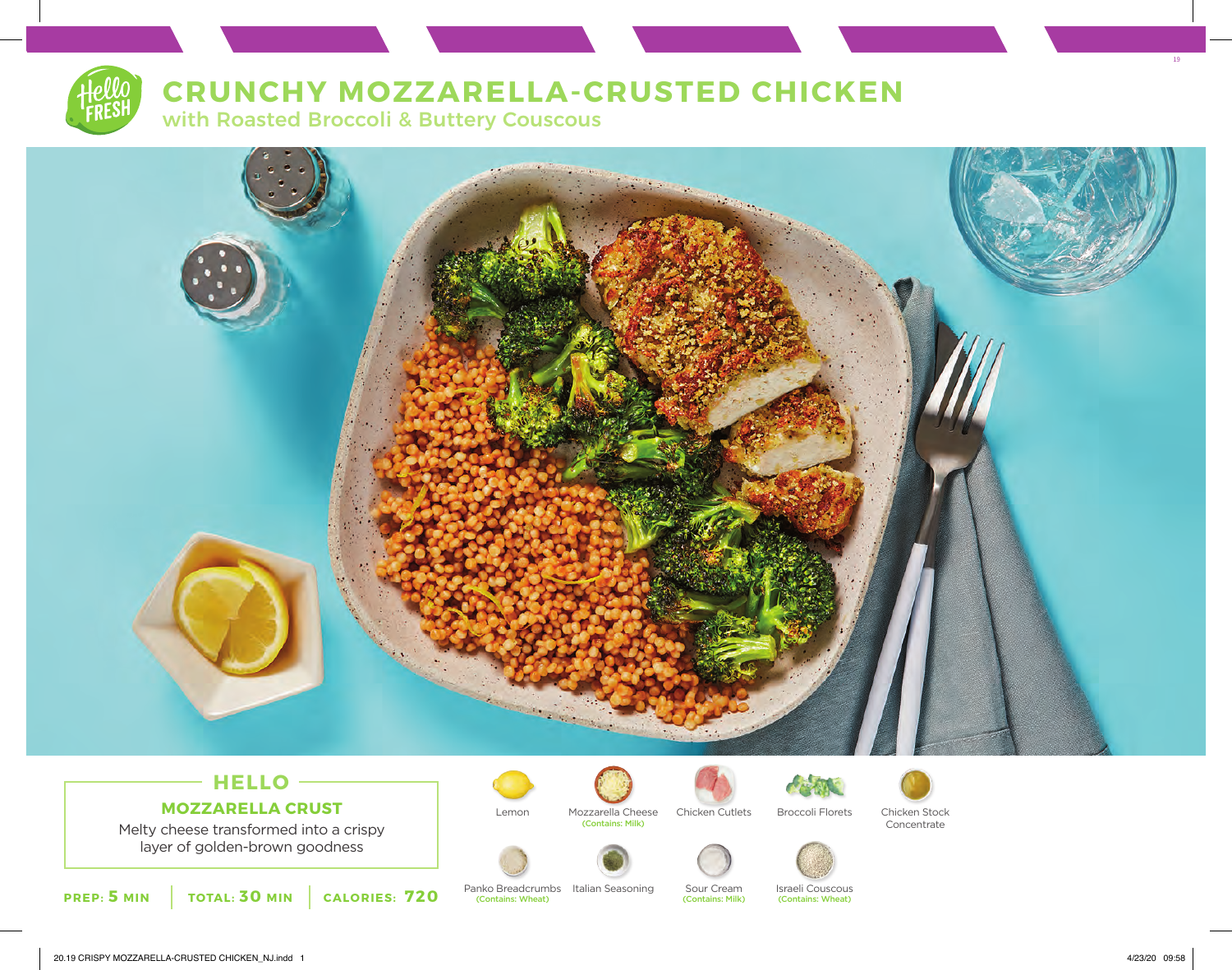# CRUNCHY MOZZARELLA-CRUSTED CHICKEN

## with Roasted Broccoli & Buttery Couscous

### HELLO

**MOZZARELLA CRUST**

Melty cheese transformed into a crispy layer of golden-brown goodness

**PREP: 5 MIN** | **TOTAL: 30 MIN** | **CALORIES: 720**

- Lemon
- Mozzarella Cheese (Contains: Milk)
- Chicken Cutlets
- Broccoli Florets
- Chicken Stock Concentrate
- Panko Breadcrumbs (Contains: Wheat)
- Italian Seasoning
- Sour Cream (Contains: Milk)
- Israeli Couscous (Contains: Wheat)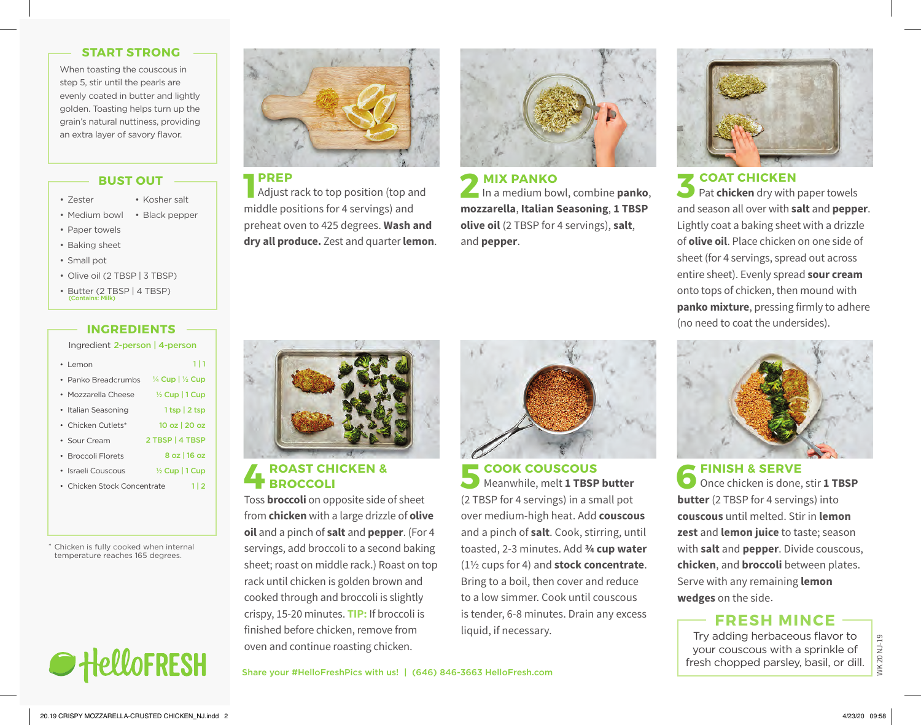## START STRONG

When toasting the couscous in step 5, stir until the pearls are evenly coated in butter and lightly golden. Toasting helps turn up the grain's natural nuttiness, providing an extra layer of savory flavor.

## BUST OUT

- Zester
- Kosher salt
- Medium bowl
- Black pepper
- Paper towels
- Baking sheet
- Small pot
- Olive oil (2 TBSP | 3 TBSP)
- Butter (2 TBSP | 4 TBSP) (Contains: Milk)

## INGREDIENTS

| Ingredient | 2-person \| 4-person |
|---|---|
| Lemon | 1 \| 1 |
| Panko Breadcrumbs | ¼ Cup \| ½ Cup |
| Mozzarella Cheese | ½ Cup \| 1 Cup |
| Italian Seasoning | 1 tsp \| 2 tsp |
| Chicken Cutlets* | 10 oz \| 20 oz |
| Sour Cream | 2 TBSP \| 4 TBSP |
| Broccoli Florets | 8 oz \| 16 oz |
| Israeli Couscous | ½ Cup \| 1 Cup |
| Chicken Stock Concentrate | 1 \| 2 |

\* Chicken is fully cooked when internal temperature reaches 165 degrees.

HelloFRESH

## 1 PREP

Adjust rack to top position (top and middle positions for 4 servings) and preheat oven to 425 degrees. **Wash and dry all produce.** Zest and quarter **lemon**.

## 2 MIX PANKO

In a medium bowl, combine **panko**, **mozzarella**, **Italian Seasoning**, **1 TBSP olive oil** (2 TBSP for 4 servings), **salt**, and **pepper**.

## 3 COAT CHICKEN

Pat **chicken** dry with paper towels and season all over with **salt** and **pepper**. Lightly coat a baking sheet with a drizzle of **olive oil**. Place chicken on one side of sheet (for 4 servings, spread out across entire sheet). Evenly spread **sour cream** onto tops of chicken, then mound with **panko mixture**, pressing firmly to adhere (no need to coat the undersides).

## 4 ROAST CHICKEN & BROCCOLI

Toss **broccoli** on opposite side of sheet from **chicken** with a large drizzle of **olive oil** and a pinch of **salt** and **pepper**. (For 4 servings, add broccoli to a second baking sheet; roast on middle rack.) Roast on top rack until chicken is golden brown and cooked through and broccoli is slightly crispy, 15-20 minutes. **TIP:** If broccoli is finished before chicken, remove from oven and continue roasting chicken.

## 5 COOK COUSCOUS

Meanwhile, melt **1 TBSP butter** (2 TBSP for 4 servings) in a small pot over medium-high heat. Add **couscous** and a pinch of **salt**. Cook, stirring, until toasted, 2-3 minutes. Add **¾ cup water** (1½ cups for 4) and **stock concentrate**. Bring to a boil, then cover and reduce to a low simmer. Cook until couscous is tender, 6-8 minutes. Drain any excess liquid, if necessary.

## 6 FINISH & SERVE

Once chicken is done, stir **1 TBSP butter** (2 TBSP for 4 servings) into **couscous** until melted. Stir in **lemon zest** and **lemon juice** to taste; season with **salt** and **pepper**. Divide couscous, **chicken**, and **broccoli** between plates. Serve with any remaining **lemon wedges** on the side.

## FRESH MINCE

Try adding herbaceous flavor to your couscous with a sprinkle of fresh chopped parsley, basil, or dill.

Share your #HelloFreshPics with us! | (646) 846-3663 HelloFresh.com

WK 20 NJ-19